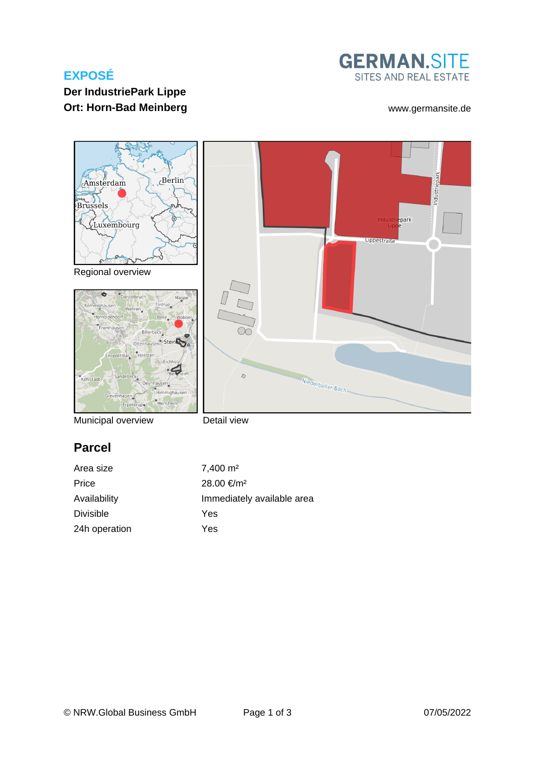# EXPOSÉ

**Der IndustriePark Lippe**

**Ort: Horn-Bad Meinberg**

GERMAN.SITE
SITES AND REAL ESTATE

www.germansite.de

Regional overview

Municipal overview

Detail view

## Parcel

| | |
|---|---|
| Area size | 7,400 m² |
| Price | 28.00 €/m² |
| Availability | Immediately available area |
| Divisible | Yes |
| 24h operation | Yes |

© NRW.Global Business GmbH

07/05/2022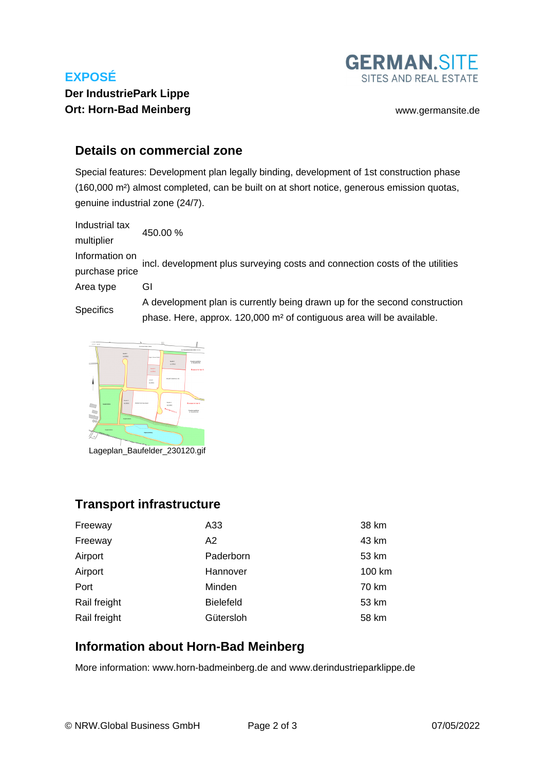## Details on commercial zone

Special features: Development plan legally binding, development of 1st construction phase (160,000 m²) almost completed, can be built on at short notice, generous emission quotas, genuine industrial zone (24/7).

| | |
|---|---|
| Industrial tax multiplier | 450.00 % |
| Information on purchase price | incl. development plus surveying costs and connection costs of the utilities |
| Area type | GI |
| Specifics | A development plan is currently being drawn up for the second construction phase. Here, approx. 120,000 m² of contiguous area will be available. |

Lageplan_Baufelder_230120.gif

## Transport infrastructure

| | | |
|---|---|---|
| Freeway | A33 | 38 km |
| Freeway | A2 | 43 km |
| Airport | Paderborn | 53 km |
| Airport | Hannover | 100 km |
| Port | Minden | 70 km |
| Rail freight | Bielefeld | 53 km |
| Rail freight | Gütersloh | 58 km |

## Information about Horn-Bad Meinberg

More information: www.horn-badmeinberg.de and www.derindustrieparklippe.de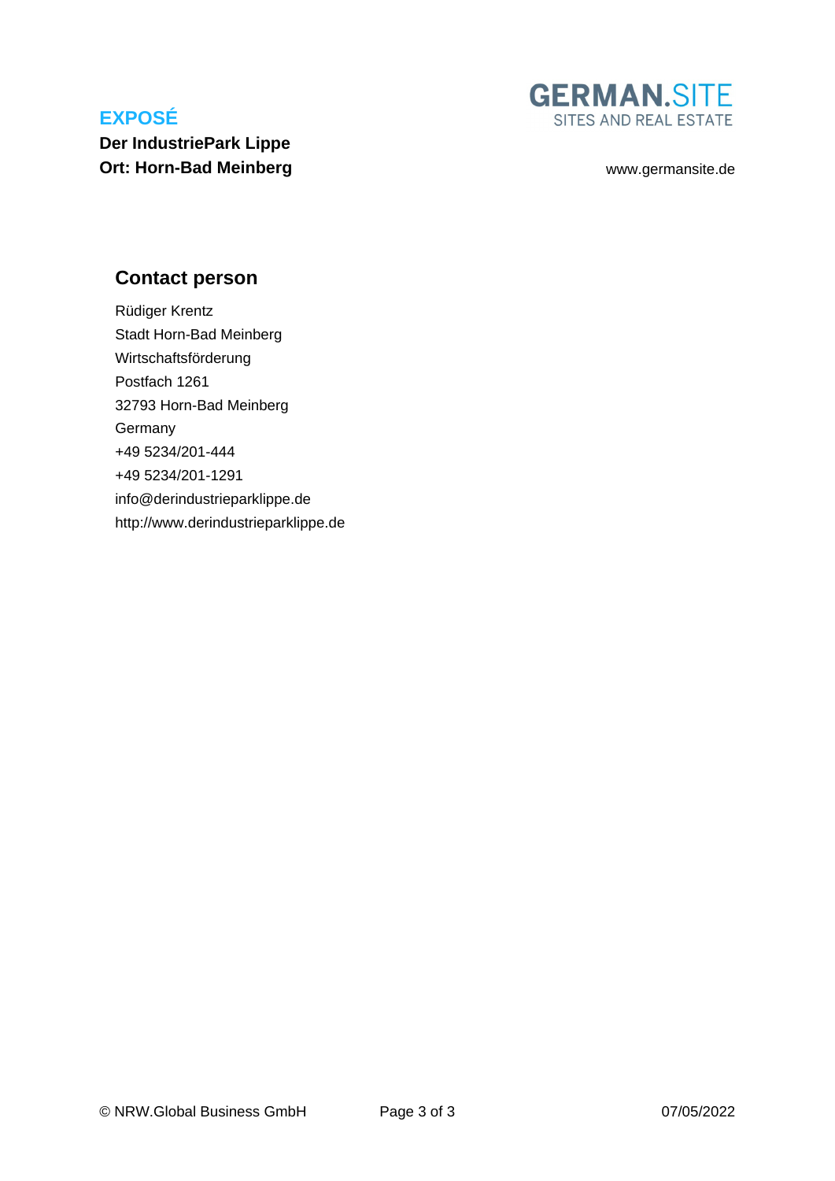## Contact person

Rüdiger Krentz
Stadt Horn-Bad Meinberg
Wirtschaftsförderung
Postfach 1261
32793 Horn-Bad Meinberg
Germany
+49 5234/201-444
+49 5234/201-1291
info@derindustrieparklippe.de
http://www.derindustrieparklippe.de